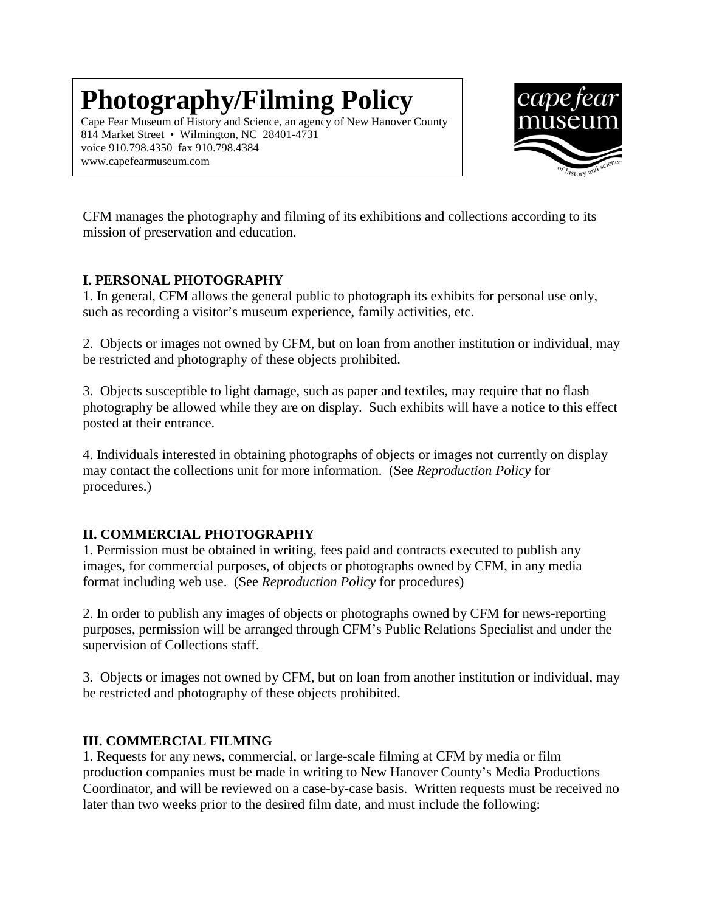# Photography/Filming Policy

Cape Fear Museum of History and Science, an agency of New Hanover County
814 Market Street • Wilmington, NC 28401-4731
voice 910.798.4350 fax 910.798.4384
www.capefearmuseum.com

CFM manages the photography and filming of its exhibitions and collections according to its mission of preservation and education.

## I. PERSONAL PHOTOGRAPHY

1. In general, CFM allows the general public to photograph its exhibits for personal use only, such as recording a visitor's museum experience, family activities, etc.

2. Objects or images not owned by CFM, but on loan from another institution or individual, may be restricted and photography of these objects prohibited.

3. Objects susceptible to light damage, such as paper and textiles, may require that no flash photography be allowed while they are on display. Such exhibits will have a notice to this effect posted at their entrance.

4. Individuals interested in obtaining photographs of objects or images not currently on display may contact the collections unit for more information. (See *Reproduction Policy* for procedures.)

## II. COMMERCIAL PHOTOGRAPHY

1. Permission must be obtained in writing, fees paid and contracts executed to publish any images, for commercial purposes, of objects or photographs owned by CFM, in any media format including web use. (See *Reproduction Policy* for procedures)

2. In order to publish any images of objects or photographs owned by CFM for news-reporting purposes, permission will be arranged through CFM's Public Relations Specialist and under the supervision of Collections staff.

3. Objects or images not owned by CFM, but on loan from another institution or individual, may be restricted and photography of these objects prohibited.

## III. COMMERCIAL FILMING

1. Requests for any news, commercial, or large-scale filming at CFM by media or film production companies must be made in writing to New Hanover County's Media Productions Coordinator, and will be reviewed on a case-by-case basis. Written requests must be received no later than two weeks prior to the desired film date, and must include the following: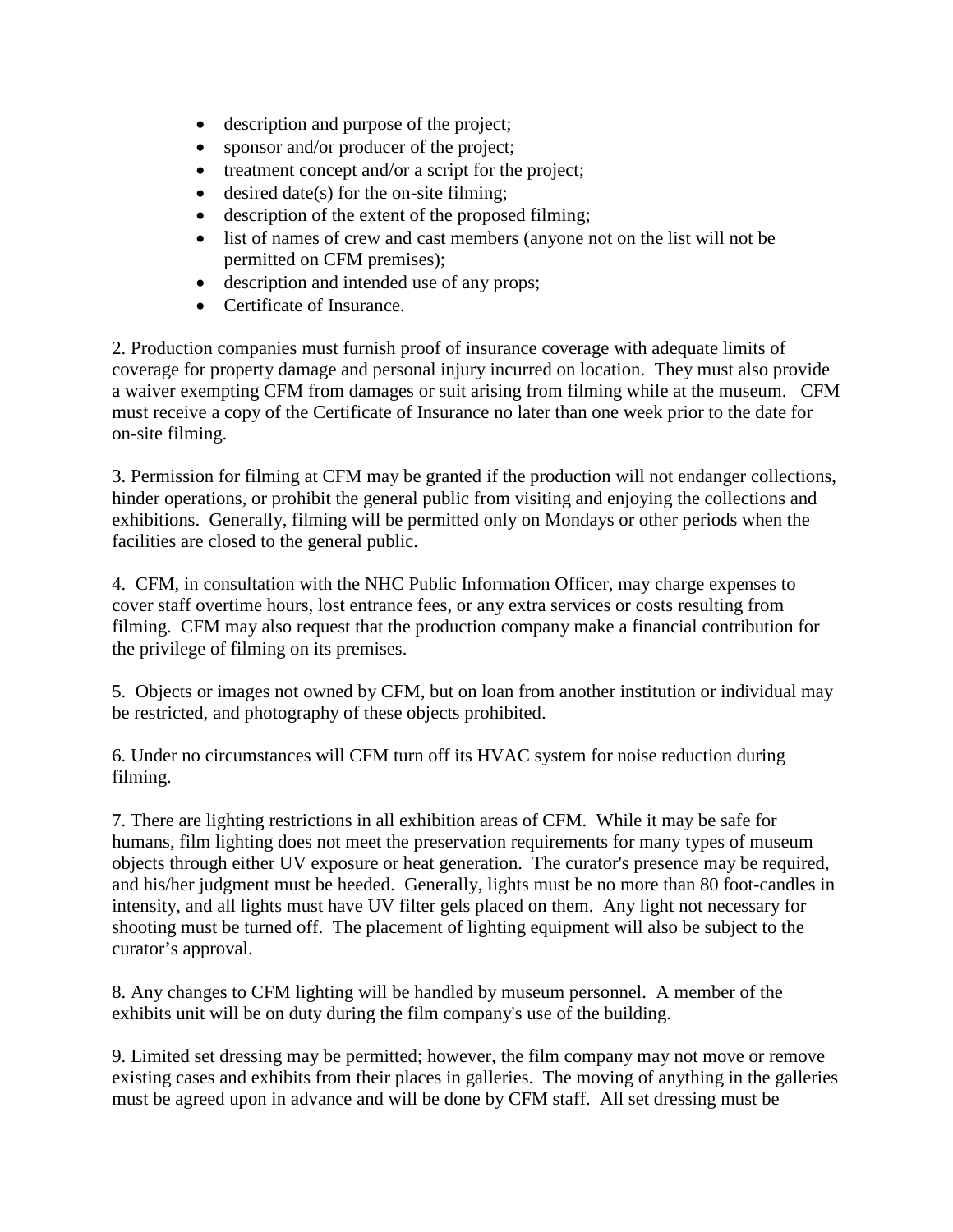- description and purpose of the project;
- sponsor and/or producer of the project;
- treatment concept and/or a script for the project;
- desired date(s) for the on-site filming;
- description of the extent of the proposed filming;
- list of names of crew and cast members (anyone not on the list will not be permitted on CFM premises);
- description and intended use of any props;
- Certificate of Insurance.

2. Production companies must furnish proof of insurance coverage with adequate limits of coverage for property damage and personal injury incurred on location. They must also provide a waiver exempting CFM from damages or suit arising from filming while at the museum. CFM must receive a copy of the Certificate of Insurance no later than one week prior to the date for on-site filming.

3. Permission for filming at CFM may be granted if the production will not endanger collections, hinder operations, or prohibit the general public from visiting and enjoying the collections and exhibitions. Generally, filming will be permitted only on Mondays or other periods when the facilities are closed to the general public.

4. CFM, in consultation with the NHC Public Information Officer, may charge expenses to cover staff overtime hours, lost entrance fees, or any extra services or costs resulting from filming. CFM may also request that the production company make a financial contribution for the privilege of filming on its premises.

5. Objects or images not owned by CFM, but on loan from another institution or individual may be restricted, and photography of these objects prohibited.

6. Under no circumstances will CFM turn off its HVAC system for noise reduction during filming.

7. There are lighting restrictions in all exhibition areas of CFM. While it may be safe for humans, film lighting does not meet the preservation requirements for many types of museum objects through either UV exposure or heat generation. The curator's presence may be required, and his/her judgment must be heeded. Generally, lights must be no more than 80 foot-candles in intensity, and all lights must have UV filter gels placed on them. Any light not necessary for shooting must be turned off. The placement of lighting equipment will also be subject to the curator's approval.

8. Any changes to CFM lighting will be handled by museum personnel. A member of the exhibits unit will be on duty during the film company's use of the building.

9. Limited set dressing may be permitted; however, the film company may not move or remove existing cases and exhibits from their places in galleries. The moving of anything in the galleries must be agreed upon in advance and will be done by CFM staff. All set dressing must be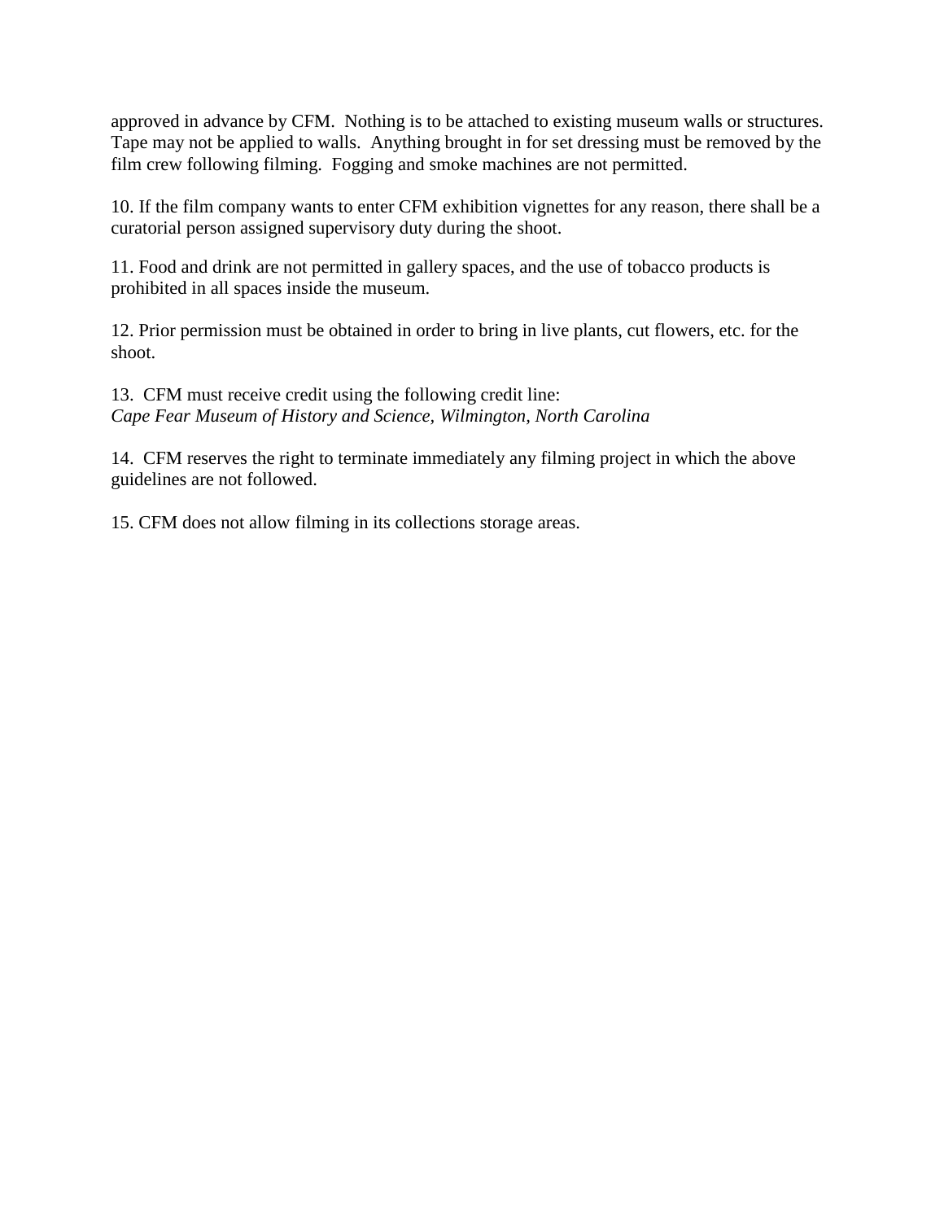approved in advance by CFM. Nothing is to be attached to existing museum walls or structures. Tape may not be applied to walls. Anything brought in for set dressing must be removed by the film crew following filming. Fogging and smoke machines are not permitted.

10. If the film company wants to enter CFM exhibition vignettes for any reason, there shall be a curatorial person assigned supervisory duty during the shoot.

11. Food and drink are not permitted in gallery spaces, and the use of tobacco products is prohibited in all spaces inside the museum.

12. Prior permission must be obtained in order to bring in live plants, cut flowers, etc. for the shoot.

13. CFM must receive credit using the following credit line:
*Cape Fear Museum of History and Science, Wilmington, North Carolina*

14. CFM reserves the right to terminate immediately any filming project in which the above guidelines are not followed.

15. CFM does not allow filming in its collections storage areas.